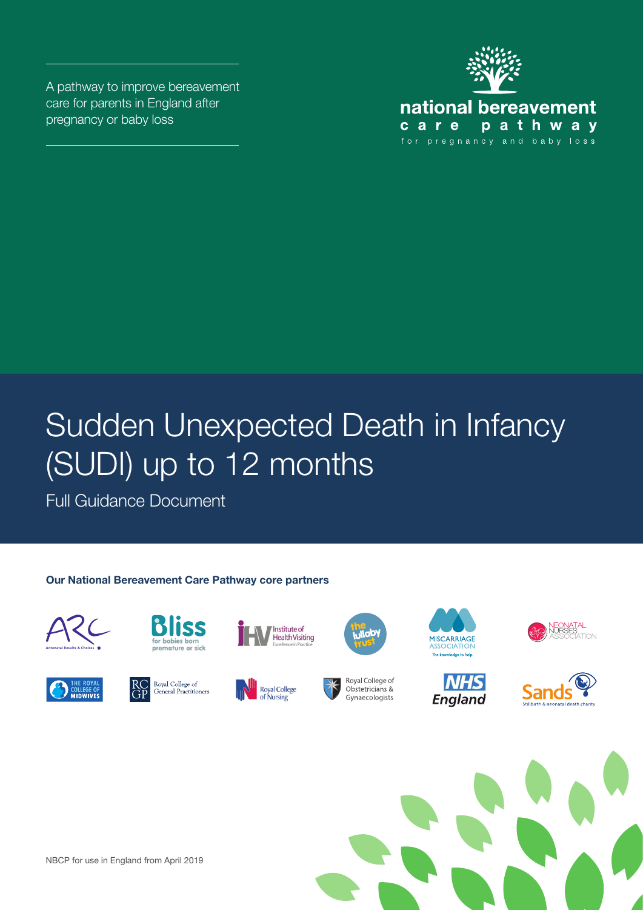A pathway to improve bereavement care for parents in England after pregnancy or baby loss

national bereavement care pathway

for pregnancy and baby loss

# Sudden Unexpected Death in Infancy (SUDI) up to 12 months

Full Guidance Document

**Our National Bereavement Care Pathway core partners**

Antenatal Results & Choices

Bliss for babies born premature or sick

Institute of Health Visiting Excellence in Practice

the lullaby trust

Miscarriage Association The knowledge to help

Neonatal Nurses Association

The Royal College of Midwives

Royal College of General Practitioners

Royal College of Nursing

Royal College of Obstetricians & Gynaecologists

NHS England

Sands Stillbirth & neonatal death charity

NBCP for use in England from April 2019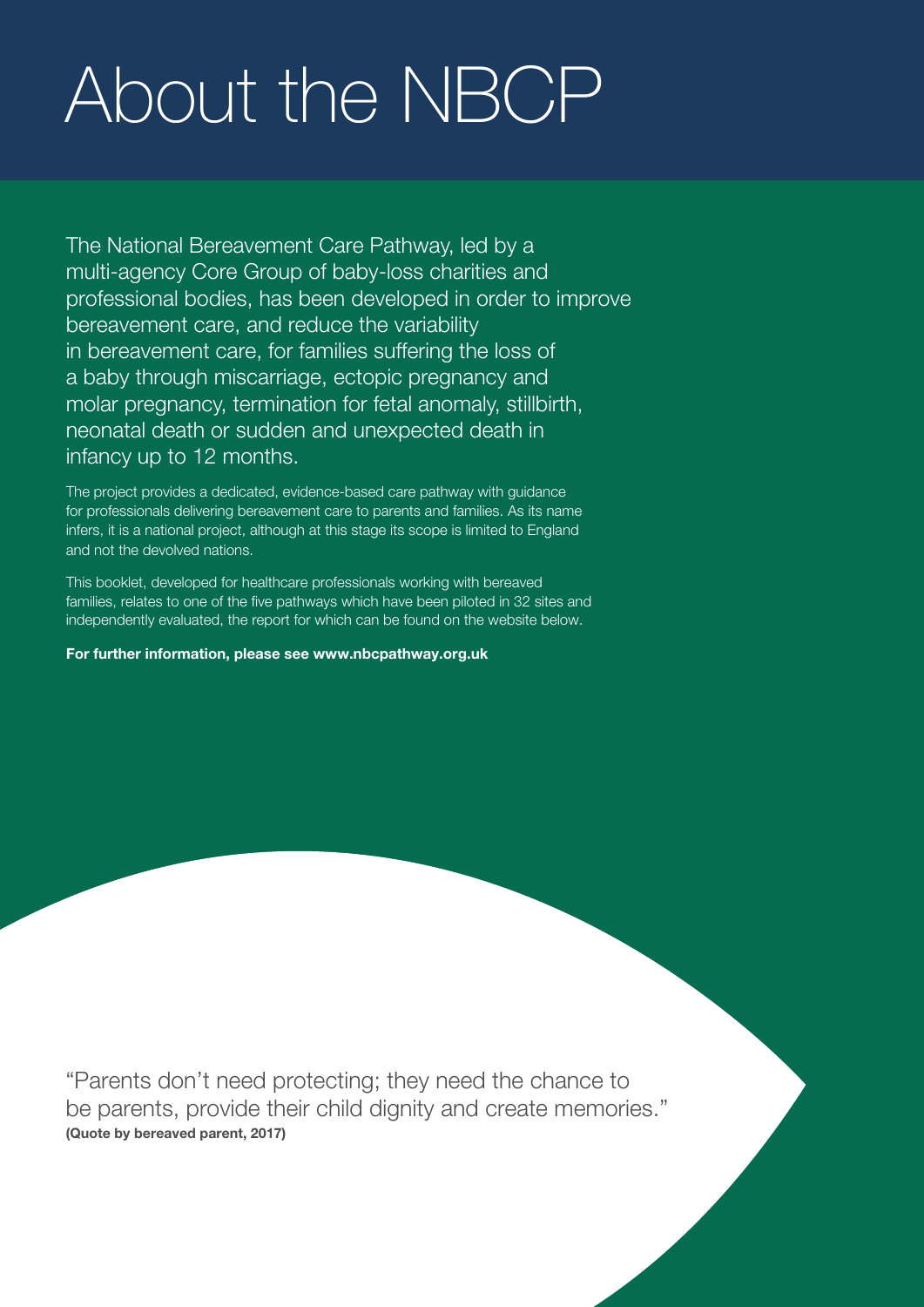# About the NBCP

The National Bereavement Care Pathway, led by a multi-agency Core Group of baby-loss charities and professional bodies, has been developed in order to improve bereavement care, and reduce the variability in bereavement care, for families suffering the loss of a baby through miscarriage, ectopic pregnancy and molar pregnancy, termination for fetal anomaly, stillbirth, neonatal death or sudden and unexpected death in infancy up to 12 months.

The project provides a dedicated, evidence-based care pathway with guidance for professionals delivering bereavement care to parents and families. As its name infers, it is a national project, although at this stage its scope is limited to England and not the devolved nations.

This booklet, developed for healthcare professionals working with bereaved families, relates to one of the five pathways which have been piloted in 32 sites and independently evaluated, the report for which can be found on the website below.

**For further information, please see www.nbcpathway.org.uk**

"Parents don't need protecting; they need the chance to be parents, provide their child dignity and create memories."
**(Quote by bereaved parent, 2017)**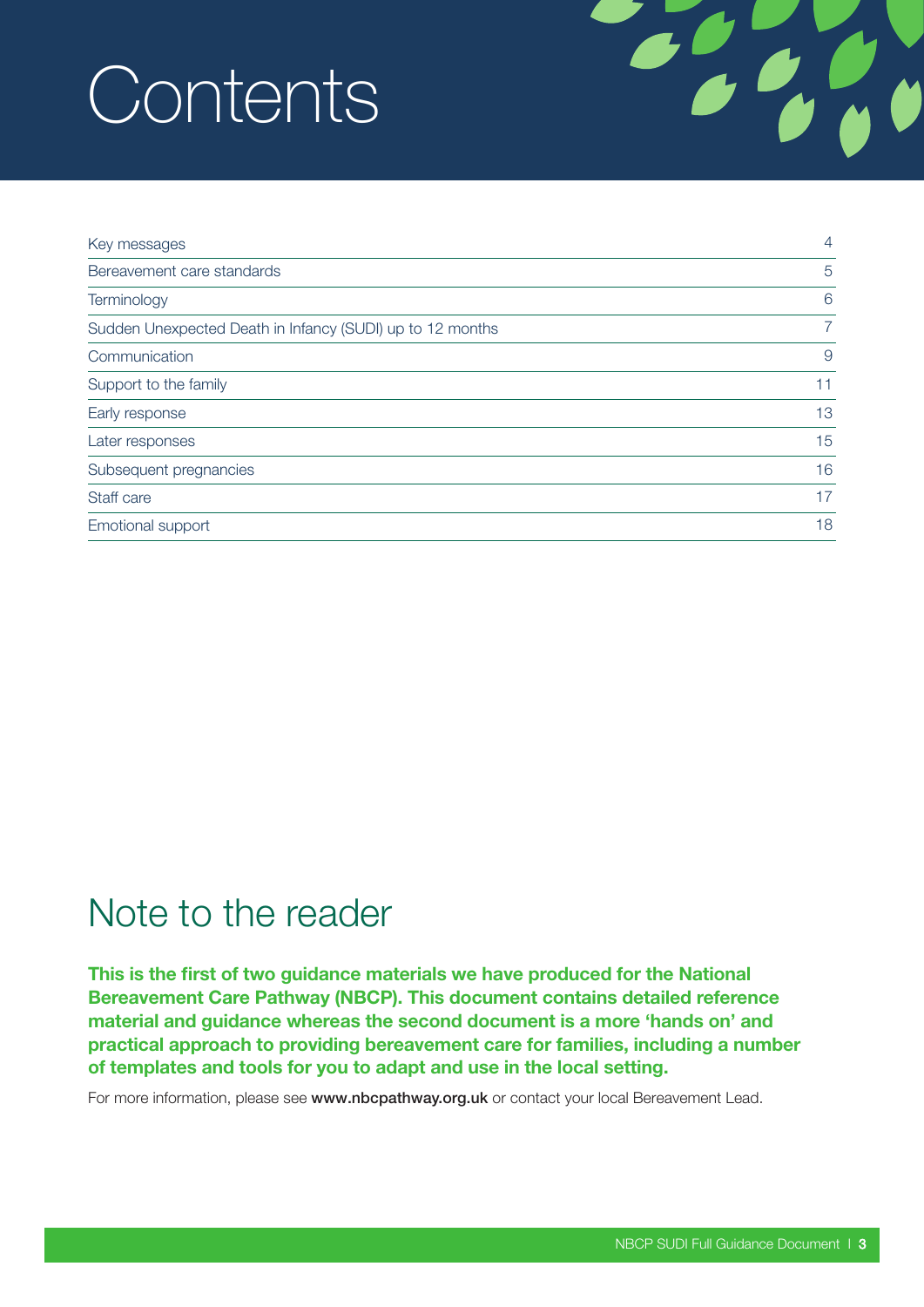# Contents

| | |
|---|---|
| Key messages | 4 |
| Bereavement care standards | 5 |
| Terminology | 6 |
| Sudden Unexpected Death in Infancy (SUDI) up to 12 months | 7 |
| Communication | 9 |
| Support to the family | 11 |
| Early response | 13 |
| Later responses | 15 |
| Subsequent pregnancies | 16 |
| Staff care | 17 |
| Emotional support | 18 |

## Note to the reader

**This is the first of two guidance materials we have produced for the National Bereavement Care Pathway (NBCP). This document contains detailed reference material and guidance whereas the second document is a more ‘hands on’ and practical approach to providing bereavement care for families, including a number of templates and tools for you to adapt and use in the local setting.**

For more information, please see **www.nbcpathway.org.uk** or contact your local Bereavement Lead.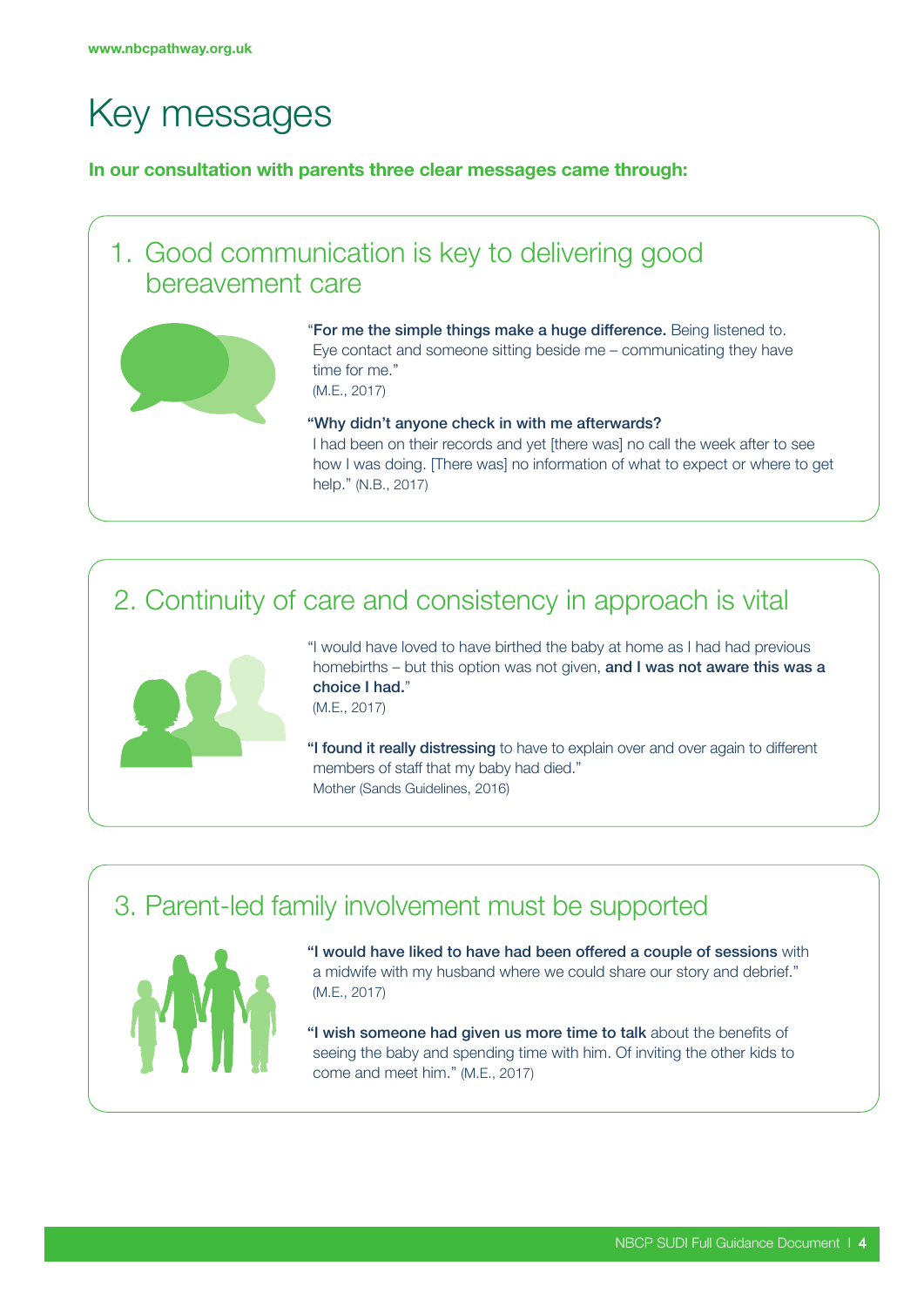# Key messages

**In our consultation with parents three clear messages came through:**

## 1. Good communication is key to delivering good bereavement care

"**For me the simple things make a huge difference.** Being listened to. Eye contact and someone sitting beside me – communicating they have time for me."
(M.E., 2017)

**"Why didn't anyone check in with me afterwards?**
I had been on their records and yet [there was] no call the week after to see how I was doing. [There was] no information of what to expect or where to get help." (N.B., 2017)

## 2. Continuity of care and consistency in approach is vital

"I would have loved to have birthed the baby at home as I had had previous homebirths – but this option was not given, **and I was not aware this was a choice I had.**"
(M.E., 2017)

**"I found it really distressing** to have to explain over and over again to different members of staff that my baby had died."
Mother (Sands Guidelines, 2016)

## 3. Parent-led family involvement must be supported

**"I would have liked to have had been offered a couple of sessions** with a midwife with my husband where we could share our story and debrief."
(M.E., 2017)

**"I wish someone had given us more time to talk** about the benefits of seeing the baby and spending time with him. Of inviting the other kids to come and meet him." (M.E., 2017)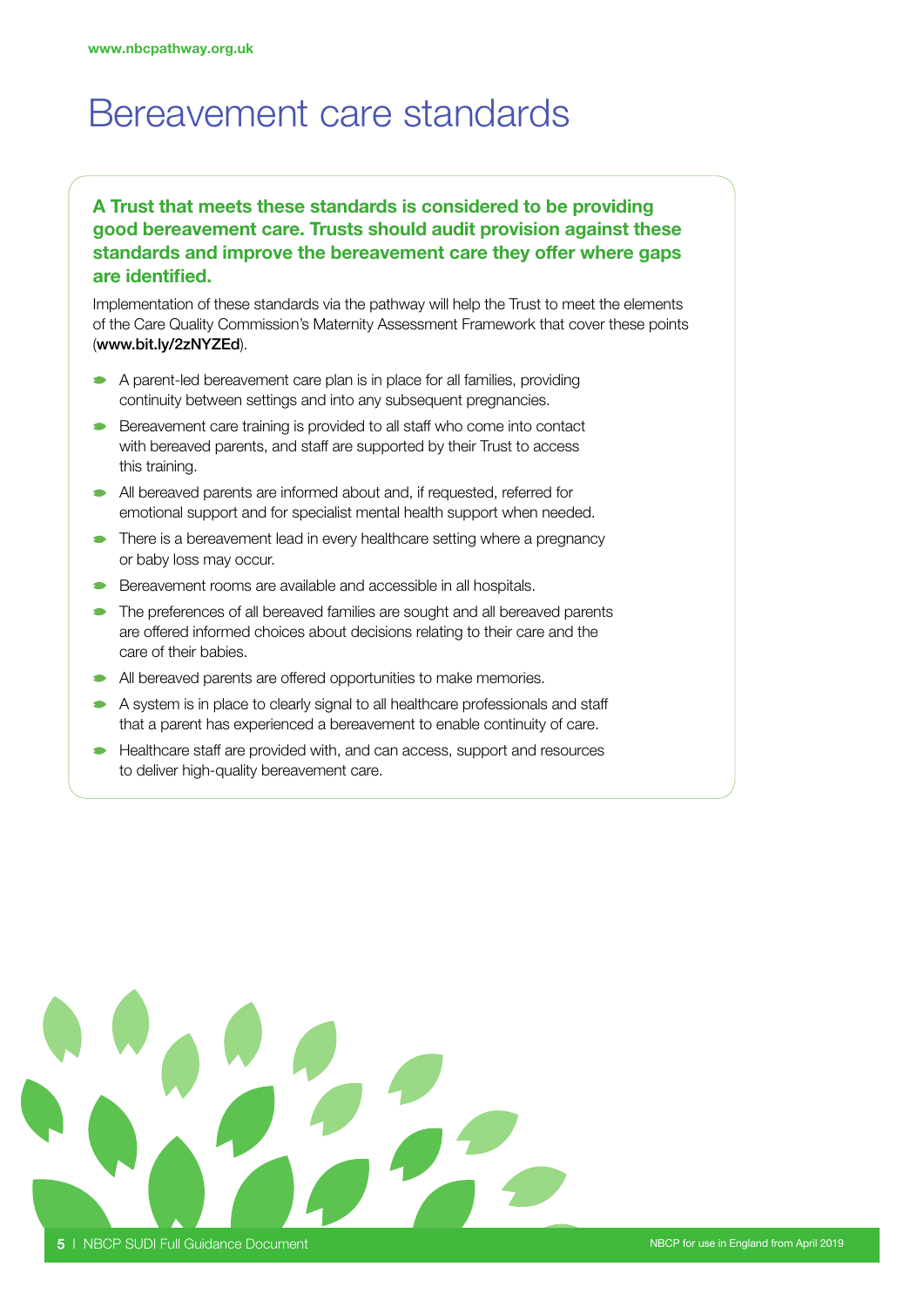# Bereavement care standards

**A Trust that meets these standards is considered to be providing good bereavement care. Trusts should audit provision against these standards and improve the bereavement care they offer where gaps are identified.**

Implementation of these standards via the pathway will help the Trust to meet the elements of the Care Quality Commission's Maternity Assessment Framework that cover these points (**www.bit.ly/2zNYZEd**).

- A parent-led bereavement care plan is in place for all families, providing continuity between settings and into any subsequent pregnancies.
- Bereavement care training is provided to all staff who come into contact with bereaved parents, and staff are supported by their Trust to access this training.
- All bereaved parents are informed about and, if requested, referred for emotional support and for specialist mental health support when needed.
- There is a bereavement lead in every healthcare setting where a pregnancy or baby loss may occur.
- Bereavement rooms are available and accessible in all hospitals.
- The preferences of all bereaved families are sought and all bereaved parents are offered informed choices about decisions relating to their care and the care of their babies.
- All bereaved parents are offered opportunities to make memories.
- A system is in place to clearly signal to all healthcare professionals and staff that a parent has experienced a bereavement to enable continuity of care.
- Healthcare staff are provided with, and can access, support and resources to deliver high-quality bereavement care.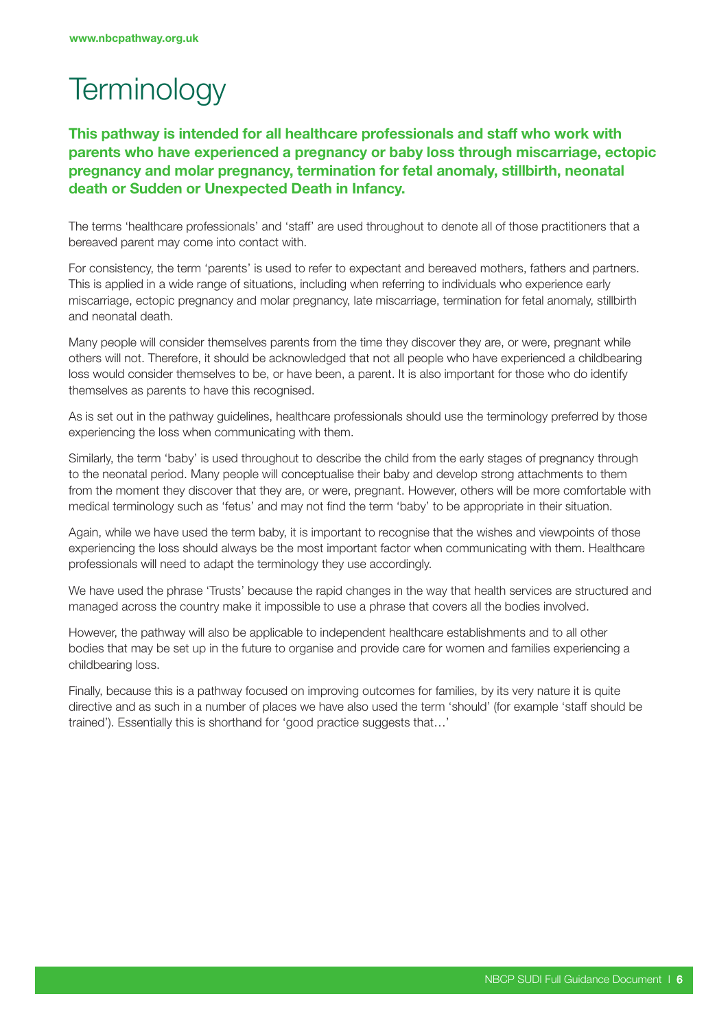# Terminology

**This pathway is intended for all healthcare professionals and staff who work with parents who have experienced a pregnancy or baby loss through miscarriage, ectopic pregnancy and molar pregnancy, termination for fetal anomaly, stillbirth, neonatal death or Sudden or Unexpected Death in Infancy.**

The terms 'healthcare professionals' and 'staff' are used throughout to denote all of those practitioners that a bereaved parent may come into contact with.

For consistency, the term 'parents' is used to refer to expectant and bereaved mothers, fathers and partners. This is applied in a wide range of situations, including when referring to individuals who experience early miscarriage, ectopic pregnancy and molar pregnancy, late miscarriage, termination for fetal anomaly, stillbirth and neonatal death.

Many people will consider themselves parents from the time they discover they are, or were, pregnant while others will not. Therefore, it should be acknowledged that not all people who have experienced a childbearing loss would consider themselves to be, or have been, a parent. It is also important for those who do identify themselves as parents to have this recognised.

As is set out in the pathway guidelines, healthcare professionals should use the terminology preferred by those experiencing the loss when communicating with them.

Similarly, the term 'baby' is used throughout to describe the child from the early stages of pregnancy through to the neonatal period. Many people will conceptualise their baby and develop strong attachments to them from the moment they discover that they are, or were, pregnant. However, others will be more comfortable with medical terminology such as 'fetus' and may not find the term 'baby' to be appropriate in their situation.

Again, while we have used the term baby, it is important to recognise that the wishes and viewpoints of those experiencing the loss should always be the most important factor when communicating with them. Healthcare professionals will need to adapt the terminology they use accordingly.

We have used the phrase 'Trusts' because the rapid changes in the way that health services are structured and managed across the country make it impossible to use a phrase that covers all the bodies involved.

However, the pathway will also be applicable to independent healthcare establishments and to all other bodies that may be set up in the future to organise and provide care for women and families experiencing a childbearing loss.

Finally, because this is a pathway focused on improving outcomes for families, by its very nature it is quite directive and as such in a number of places we have also used the term 'should' (for example 'staff should be trained'). Essentially this is shorthand for 'good practice suggests that…'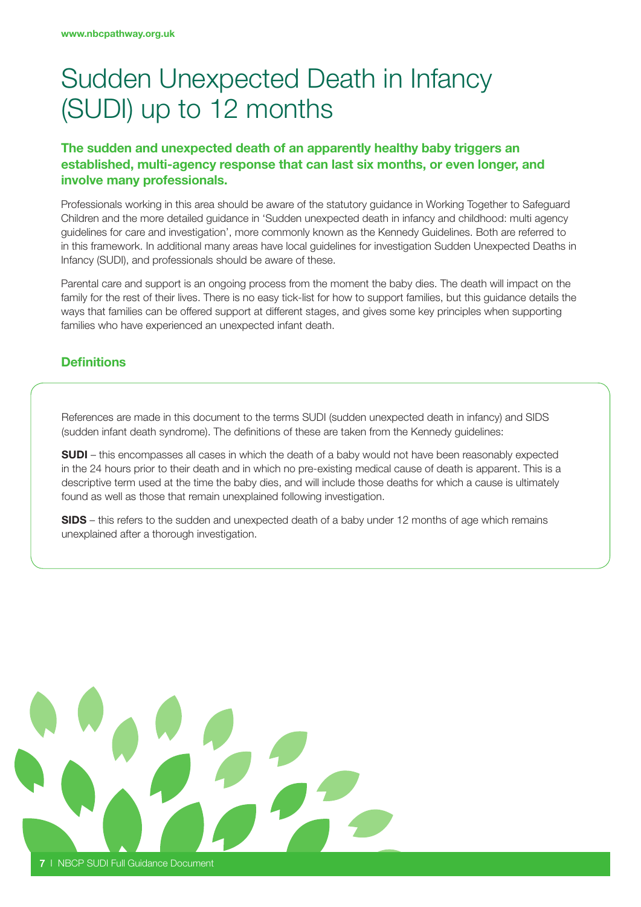# Sudden Unexpected Death in Infancy (SUDI) up to 12 months

**The sudden and unexpected death of an apparently healthy baby triggers an established, multi-agency response that can last six months, or even longer, and involve many professionals.**

Professionals working in this area should be aware of the statutory guidance in Working Together to Safeguard Children and the more detailed guidance in 'Sudden unexpected death in infancy and childhood: multi agency guidelines for care and investigation', more commonly known as the Kennedy Guidelines. Both are referred to in this framework. In additional many areas have local guidelines for investigation Sudden Unexpected Deaths in Infancy (SUDI), and professionals should be aware of these.

Parental care and support is an ongoing process from the moment the baby dies. The death will impact on the family for the rest of their lives. There is no easy tick-list for how to support families, but this guidance details the ways that families can be offered support at different stages, and gives some key principles when supporting families who have experienced an unexpected infant death.

## Definitions

References are made in this document to the terms SUDI (sudden unexpected death in infancy) and SIDS (sudden infant death syndrome). The definitions of these are taken from the Kennedy guidelines:

**SUDI** – this encompasses all cases in which the death of a baby would not have been reasonably expected in the 24 hours prior to their death and in which no pre-existing medical cause of death is apparent. This is a descriptive term used at the time the baby dies, and will include those deaths for which a cause is ultimately found as well as those that remain unexplained following investigation.

**SIDS** – this refers to the sudden and unexpected death of a baby under 12 months of age which remains unexplained after a thorough investigation.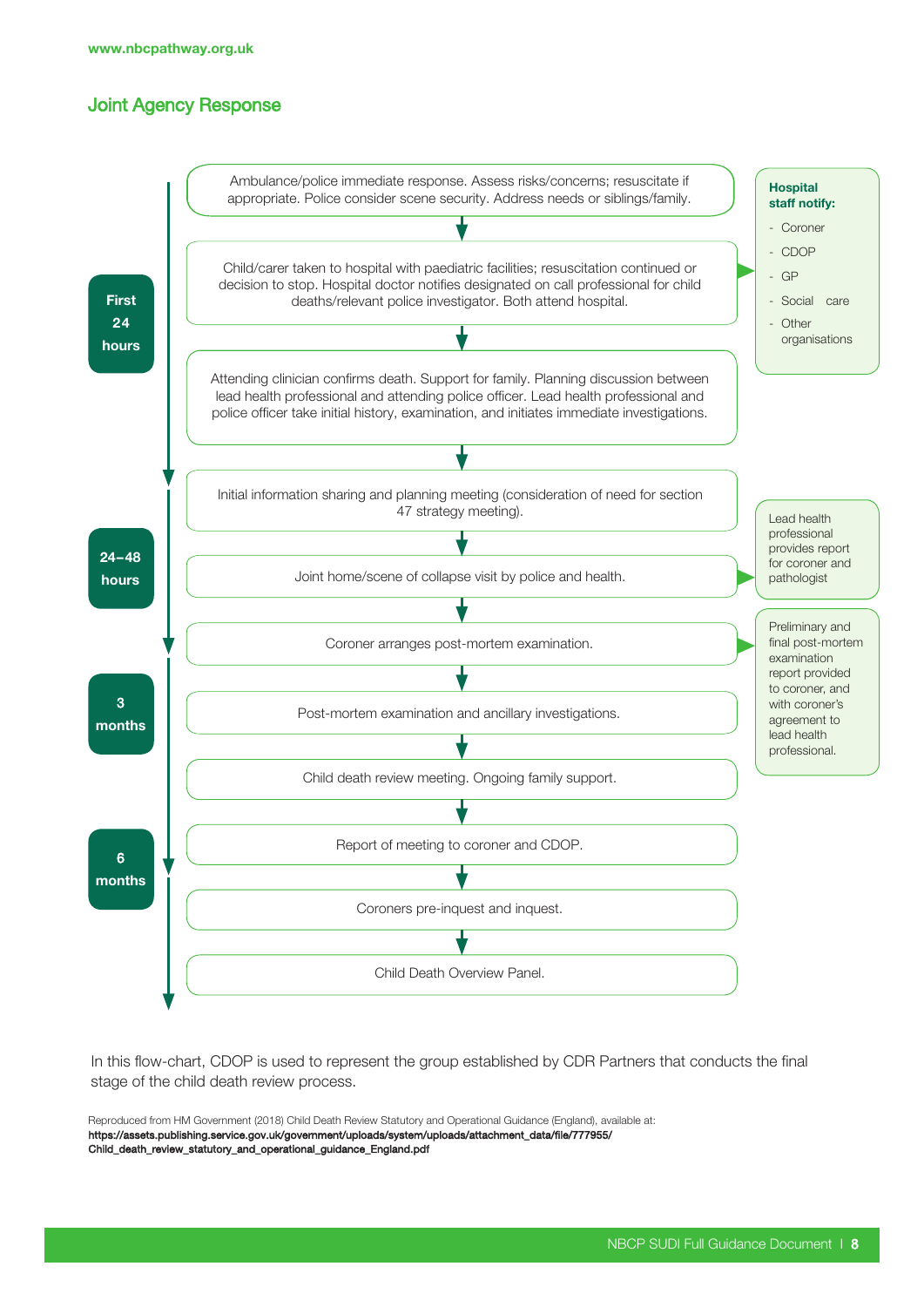## Joint Agency Response

**First 24 hours**

Ambulance/police immediate response. Assess risks/concerns; resuscitate if appropriate. Police consider scene security. Address needs or siblings/family.

↓

Child/carer taken to hospital with paediatric facilities; resuscitation continued or decision to stop. Hospital doctor notifies designated on call professional for child deaths/relevant police investigator. Both attend hospital.

→ **Hospital staff notify:**
- Coroner
- CDOP
- GP
- Social care
- Other organisations

↓

Attending clinician confirms death. Support for family. Planning discussion between lead health professional and attending police officer. Lead health professional and police officer take initial history, examination, and initiates immediate investigations.

↓

**24–48 hours**

Initial information sharing and planning meeting (consideration of need for section 47 strategy meeting).

↓

Joint home/scene of collapse visit by police and health.

→ Lead health professional provides report for coroner and pathologist

↓

Coroner arranges post-mortem examination.

→ Preliminary and final post-mortem examination report provided to coroner, and with coroner's agreement to lead health professional.

↓

**3 months**

Post-mortem examination and ancillary investigations.

↓

Child death review meeting. Ongoing family support.

↓

**6 months**

Report of meeting to coroner and CDOP.

↓

Coroners pre-inquest and inquest.

↓

Child Death Overview Panel.

In this flow-chart, CDOP is used to represent the group established by CDR Partners that conducts the final stage of the child death review process.

Reproduced from HM Government (2018) Child Death Review Statutory and Operational Guidance (England), available at: **https://assets.publishing.service.gov.uk/government/uploads/system/uploads/attachment_data/file/777955/Child_death_review_statutory_and_operational_guidance_England.pdf**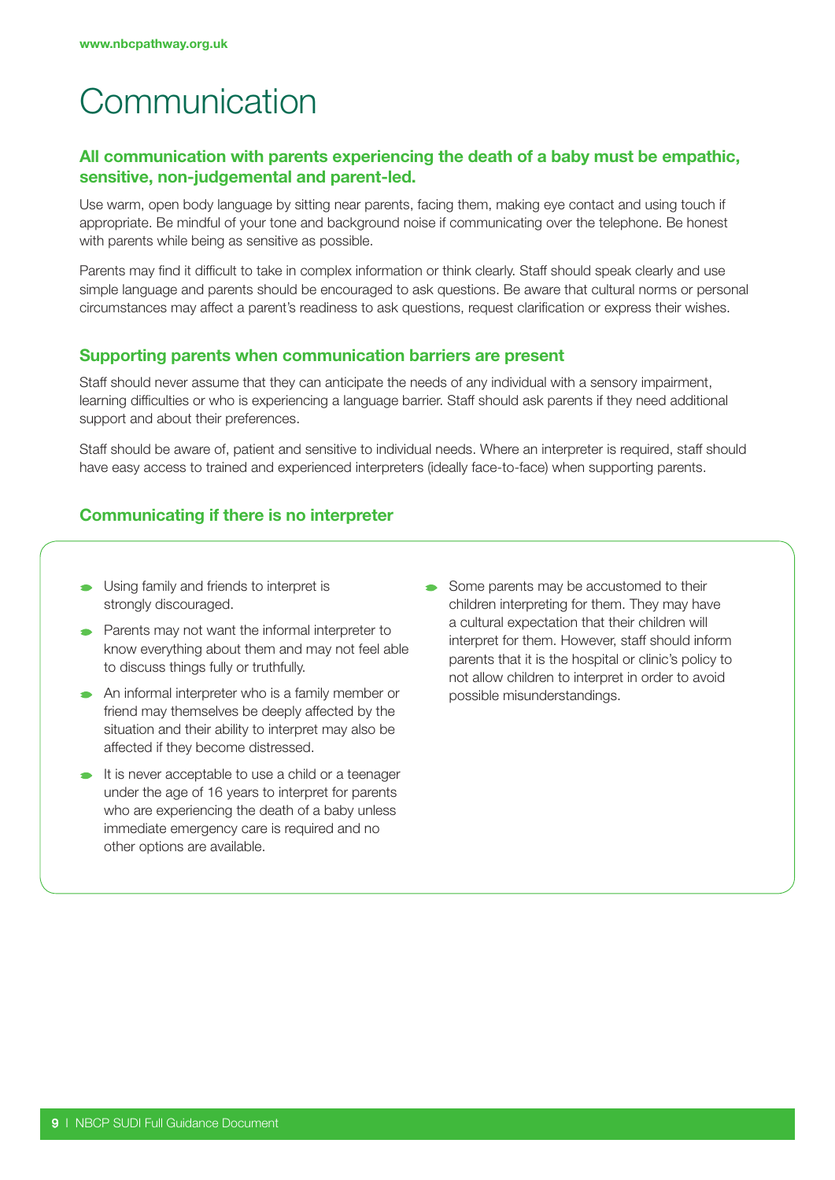# Communication

**All communication with parents experiencing the death of a baby must be empathic, sensitive, non-judgemental and parent-led.**

Use warm, open body language by sitting near parents, facing them, making eye contact and using touch if appropriate. Be mindful of your tone and background noise if communicating over the telephone. Be honest with parents while being as sensitive as possible.

Parents may find it difficult to take in complex information or think clearly. Staff should speak clearly and use simple language and parents should be encouraged to ask questions. Be aware that cultural norms or personal circumstances may affect a parent's readiness to ask questions, request clarification or express their wishes.

## Supporting parents when communication barriers are present

Staff should never assume that they can anticipate the needs of any individual with a sensory impairment, learning difficulties or who is experiencing a language barrier. Staff should ask parents if they need additional support and about their preferences.

Staff should be aware of, patient and sensitive to individual needs. Where an interpreter is required, staff should have easy access to trained and experienced interpreters (ideally face-to-face) when supporting parents.

## Communicating if there is no interpreter

- Using family and friends to interpret is strongly discouraged.
- Parents may not want the informal interpreter to know everything about them and may not feel able to discuss things fully or truthfully.
- An informal interpreter who is a family member or friend may themselves be deeply affected by the situation and their ability to interpret may also be affected if they become distressed.
- It is never acceptable to use a child or a teenager under the age of 16 years to interpret for parents who are experiencing the death of a baby unless immediate emergency care is required and no other options are available.
- Some parents may be accustomed to their children interpreting for them. They may have a cultural expectation that their children will interpret for them. However, staff should inform parents that it is the hospital or clinic's policy to not allow children to interpret in order to avoid possible misunderstandings.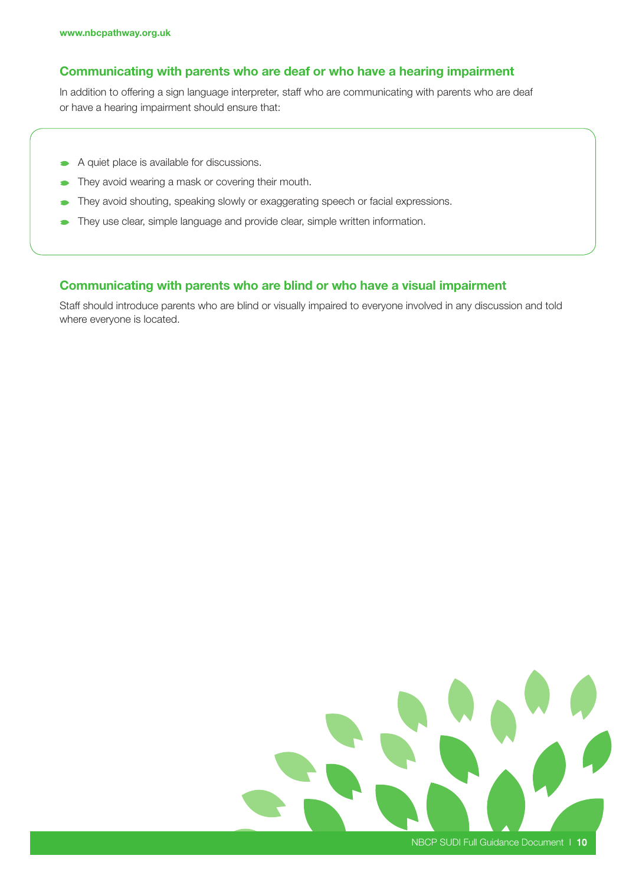## Communicating with parents who are deaf or who have a hearing impairment

In addition to offering a sign language interpreter, staff who are communicating with parents who are deaf or have a hearing impairment should ensure that:

- A quiet place is available for discussions.
- They avoid wearing a mask or covering their mouth.
- They avoid shouting, speaking slowly or exaggerating speech or facial expressions.
- They use clear, simple language and provide clear, simple written information.

## Communicating with parents who are blind or who have a visual impairment

Staff should introduce parents who are blind or visually impaired to everyone involved in any discussion and told where everyone is located.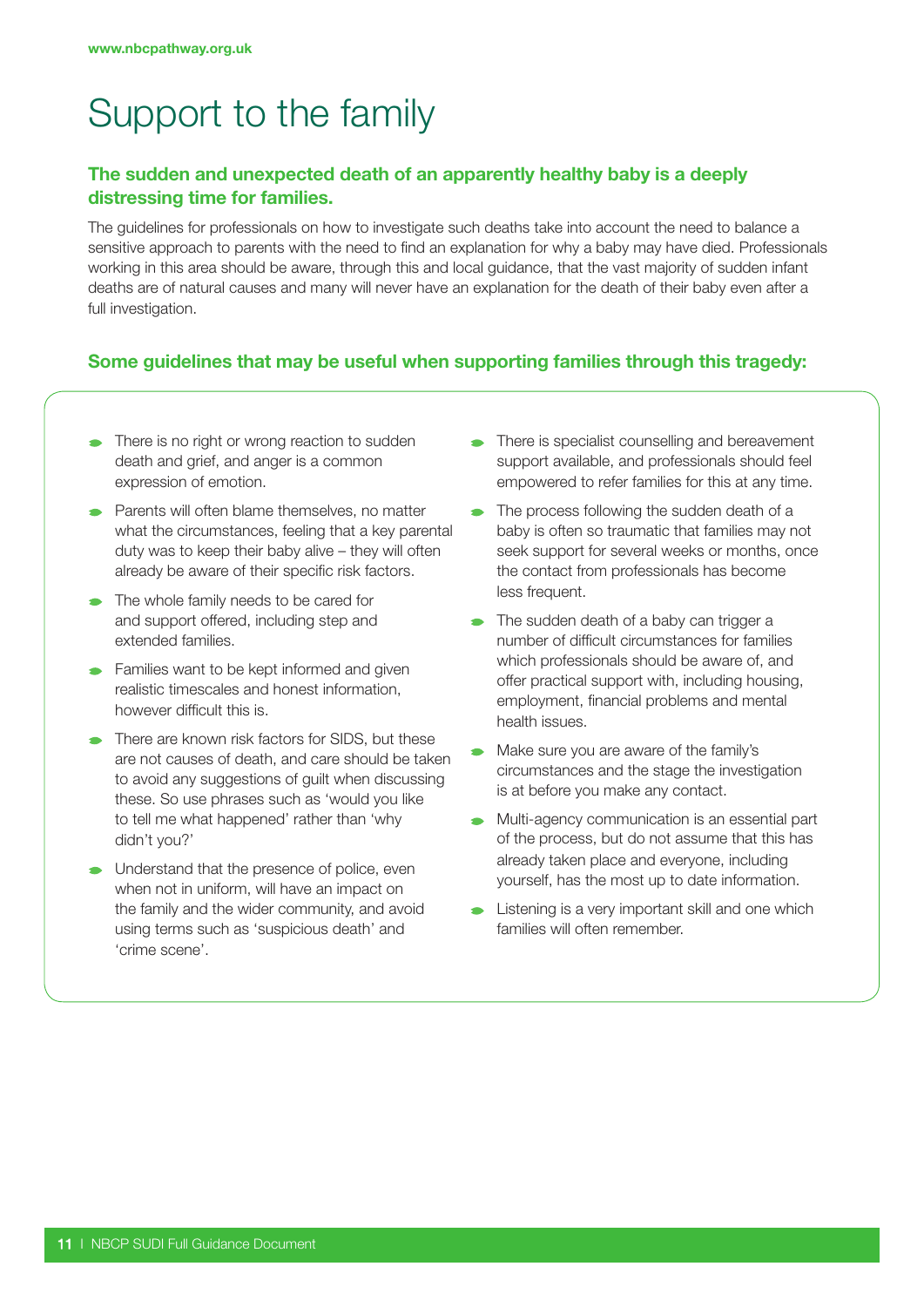# Support to the family

**The sudden and unexpected death of an apparently healthy baby is a deeply distressing time for families.**

The guidelines for professionals on how to investigate such deaths take into account the need to balance a sensitive approach to parents with the need to find an explanation for why a baby may have died. Professionals working in this area should be aware, through this and local guidance, that the vast majority of sudden infant deaths are of natural causes and many will never have an explanation for the death of their baby even after a full investigation.

**Some guidelines that may be useful when supporting families through this tragedy:**

- There is no right or wrong reaction to sudden death and grief, and anger is a common expression of emotion.
- Parents will often blame themselves, no matter what the circumstances, feeling that a key parental duty was to keep their baby alive – they will often already be aware of their specific risk factors.
- The whole family needs to be cared for and support offered, including step and extended families.
- Families want to be kept informed and given realistic timescales and honest information, however difficult this is.
- There are known risk factors for SIDS, but these are not causes of death, and care should be taken to avoid any suggestions of guilt when discussing these. So use phrases such as 'would you like to tell me what happened' rather than 'why didn't you?'
- Understand that the presence of police, even when not in uniform, will have an impact on the family and the wider community, and avoid using terms such as 'suspicious death' and 'crime scene'.
- There is specialist counselling and bereavement support available, and professionals should feel empowered to refer families for this at any time.
- The process following the sudden death of a baby is often so traumatic that families may not seek support for several weeks or months, once the contact from professionals has become less frequent.
- The sudden death of a baby can trigger a number of difficult circumstances for families which professionals should be aware of, and offer practical support with, including housing, employment, financial problems and mental health issues.
- Make sure you are aware of the family's circumstances and the stage the investigation is at before you make any contact.
- Multi-agency communication is an essential part of the process, but do not assume that this has already taken place and everyone, including yourself, has the most up to date information.
- Listening is a very important skill and one which families will often remember.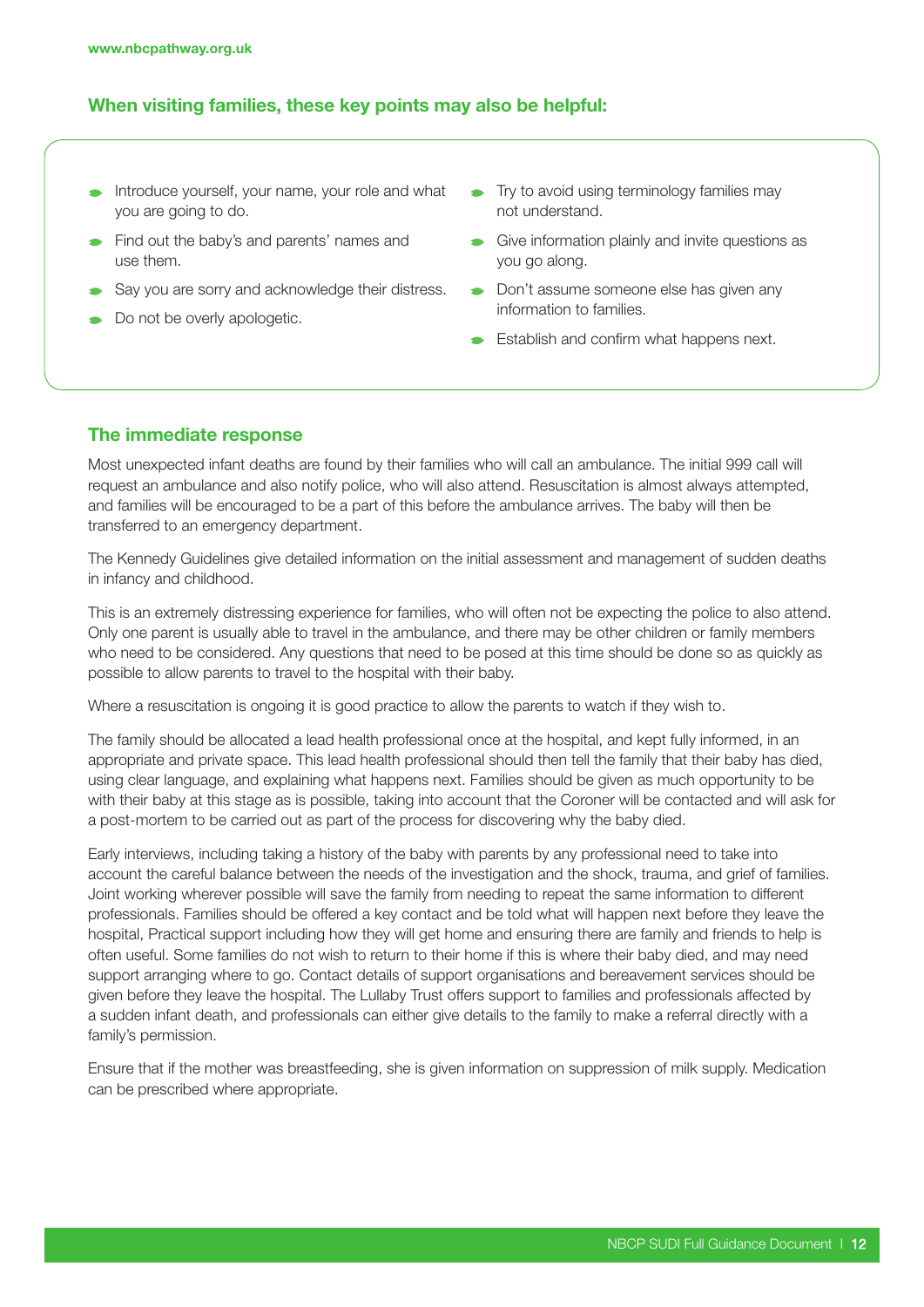### When visiting families, these key points may also be helpful:

- Introduce yourself, your name, your role and what you are going to do.
- Find out the baby's and parents' names and use them.
- Say you are sorry and acknowledge their distress.
- Do not be overly apologetic.
- Try to avoid using terminology families may not understand.
- Give information plainly and invite questions as you go along.
- Don't assume someone else has given any information to families.
- Establish and confirm what happens next.

### The immediate response

Most unexpected infant deaths are found by their families who will call an ambulance. The initial 999 call will request an ambulance and also notify police, who will also attend. Resuscitation is almost always attempted, and families will be encouraged to be a part of this before the ambulance arrives. The baby will then be transferred to an emergency department.

The Kennedy Guidelines give detailed information on the initial assessment and management of sudden deaths in infancy and childhood.

This is an extremely distressing experience for families, who will often not be expecting the police to also attend. Only one parent is usually able to travel in the ambulance, and there may be other children or family members who need to be considered. Any questions that need to be posed at this time should be done so as quickly as possible to allow parents to travel to the hospital with their baby.

Where a resuscitation is ongoing it is good practice to allow the parents to watch if they wish to.

The family should be allocated a lead health professional once at the hospital, and kept fully informed, in an appropriate and private space. This lead health professional should then tell the family that their baby has died, using clear language, and explaining what happens next. Families should be given as much opportunity to be with their baby at this stage as is possible, taking into account that the Coroner will be contacted and will ask for a post-mortem to be carried out as part of the process for discovering why the baby died.

Early interviews, including taking a history of the baby with parents by any professional need to take into account the careful balance between the needs of the investigation and the shock, trauma, and grief of families. Joint working wherever possible will save the family from needing to repeat the same information to different professionals. Families should be offered a key contact and be told what will happen next before they leave the hospital, Practical support including how they will get home and ensuring there are family and friends to help is often useful. Some families do not wish to return to their home if this is where their baby died, and may need support arranging where to go. Contact details of support organisations and bereavement services should be given before they leave the hospital. The Lullaby Trust offers support to families and professionals affected by a sudden infant death, and professionals can either give details to the family to make a referral directly with a family's permission.

Ensure that if the mother was breastfeeding, she is given information on suppression of milk supply. Medication can be prescribed where appropriate.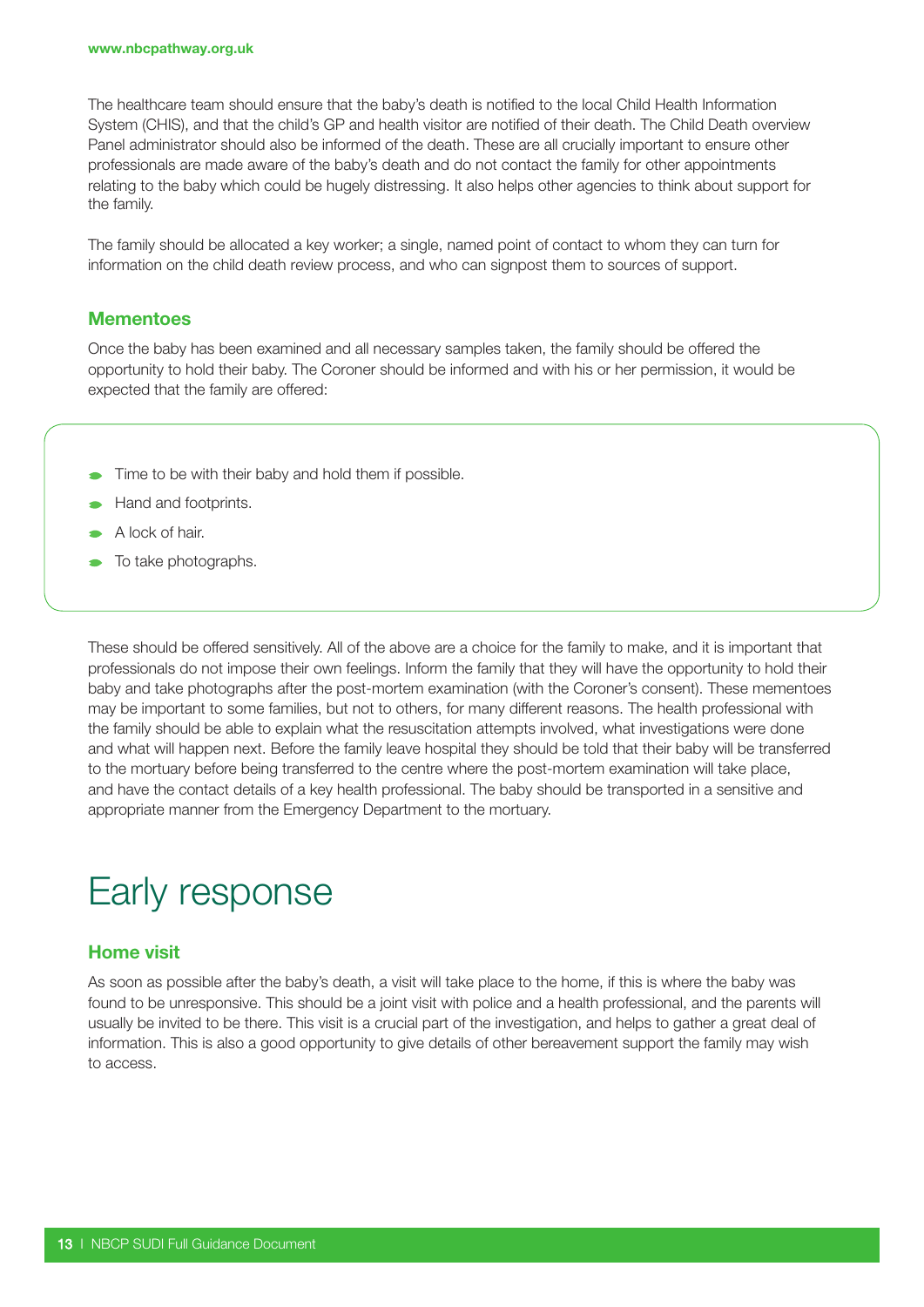The healthcare team should ensure that the baby's death is notified to the local Child Health Information System (CHIS), and that the child's GP and health visitor are notified of their death. The Child Death overview Panel administrator should also be informed of the death. These are all crucially important to ensure other professionals are made aware of the baby's death and do not contact the family for other appointments relating to the baby which could be hugely distressing. It also helps other agencies to think about support for the family.

The family should be allocated a key worker; a single, named point of contact to whom they can turn for information on the child death review process, and who can signpost them to sources of support.

### Mementoes

Once the baby has been examined and all necessary samples taken, the family should be offered the opportunity to hold their baby. The Coroner should be informed and with his or her permission, it would be expected that the family are offered:

- Time to be with their baby and hold them if possible.
- Hand and footprints.
- A lock of hair.
- To take photographs.

These should be offered sensitively. All of the above are a choice for the family to make, and it is important that professionals do not impose their own feelings. Inform the family that they will have the opportunity to hold their baby and take photographs after the post-mortem examination (with the Coroner's consent). These mementoes may be important to some families, but not to others, for many different reasons. The health professional with the family should be able to explain what the resuscitation attempts involved, what investigations were done and what will happen next. Before the family leave hospital they should be told that their baby will be transferred to the mortuary before being transferred to the centre where the post-mortem examination will take place, and have the contact details of a key health professional. The baby should be transported in a sensitive and appropriate manner from the Emergency Department to the mortuary.

## Early response

### Home visit

As soon as possible after the baby's death, a visit will take place to the home, if this is where the baby was found to be unresponsive. This should be a joint visit with police and a health professional, and the parents will usually be invited to be there. This visit is a crucial part of the investigation, and helps to gather a great deal of information. This is also a good opportunity to give details of other bereavement support the family may wish to access.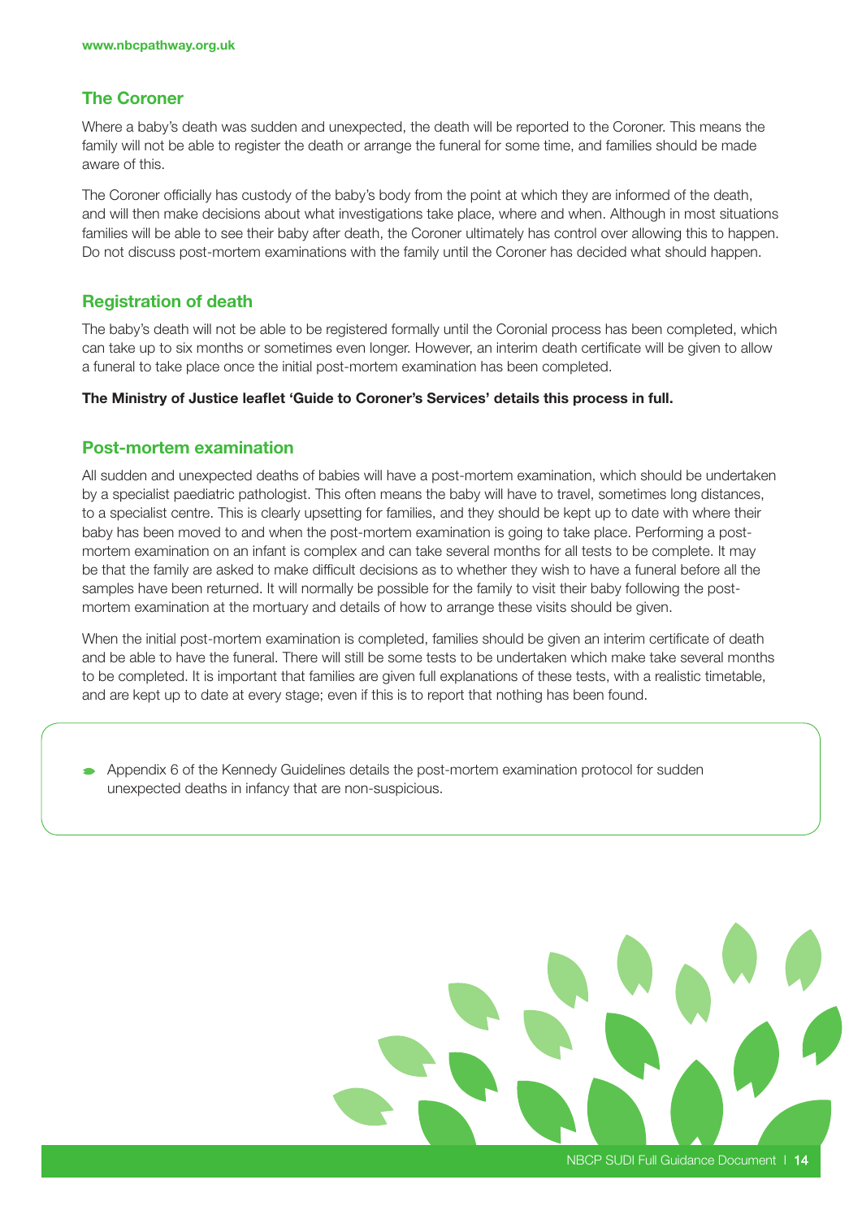## The Coroner

Where a baby's death was sudden and unexpected, the death will be reported to the Coroner. This means the family will not be able to register the death or arrange the funeral for some time, and families should be made aware of this.

The Coroner officially has custody of the baby's body from the point at which they are informed of the death, and will then make decisions about what investigations take place, where and when. Although in most situations families will be able to see their baby after death, the Coroner ultimately has control over allowing this to happen. Do not discuss post-mortem examinations with the family until the Coroner has decided what should happen.

## Registration of death

The baby's death will not be able to be registered formally until the Coronial process has been completed, which can take up to six months or sometimes even longer. However, an interim death certificate will be given to allow a funeral to take place once the initial post-mortem examination has been completed.

**The Ministry of Justice leaflet 'Guide to Coroner's Services' details this process in full.**

## Post-mortem examination

All sudden and unexpected deaths of babies will have a post-mortem examination, which should be undertaken by a specialist paediatric pathologist. This often means the baby will have to travel, sometimes long distances, to a specialist centre. This is clearly upsetting for families, and they should be kept up to date with where their baby has been moved to and when the post-mortem examination is going to take place. Performing a post-mortem examination on an infant is complex and can take several months for all tests to be complete. It may be that the family are asked to make difficult decisions as to whether they wish to have a funeral before all the samples have been returned. It will normally be possible for the family to visit their baby following the post-mortem examination at the mortuary and details of how to arrange these visits should be given.

When the initial post-mortem examination is completed, families should be given an interim certificate of death and be able to have the funeral. There will still be some tests to be undertaken which make take several months to be completed. It is important that families are given full explanations of these tests, with a realistic timetable, and are kept up to date at every stage; even if this is to report that nothing has been found.

- Appendix 6 of the Kennedy Guidelines details the post-mortem examination protocol for sudden unexpected deaths in infancy that are non-suspicious.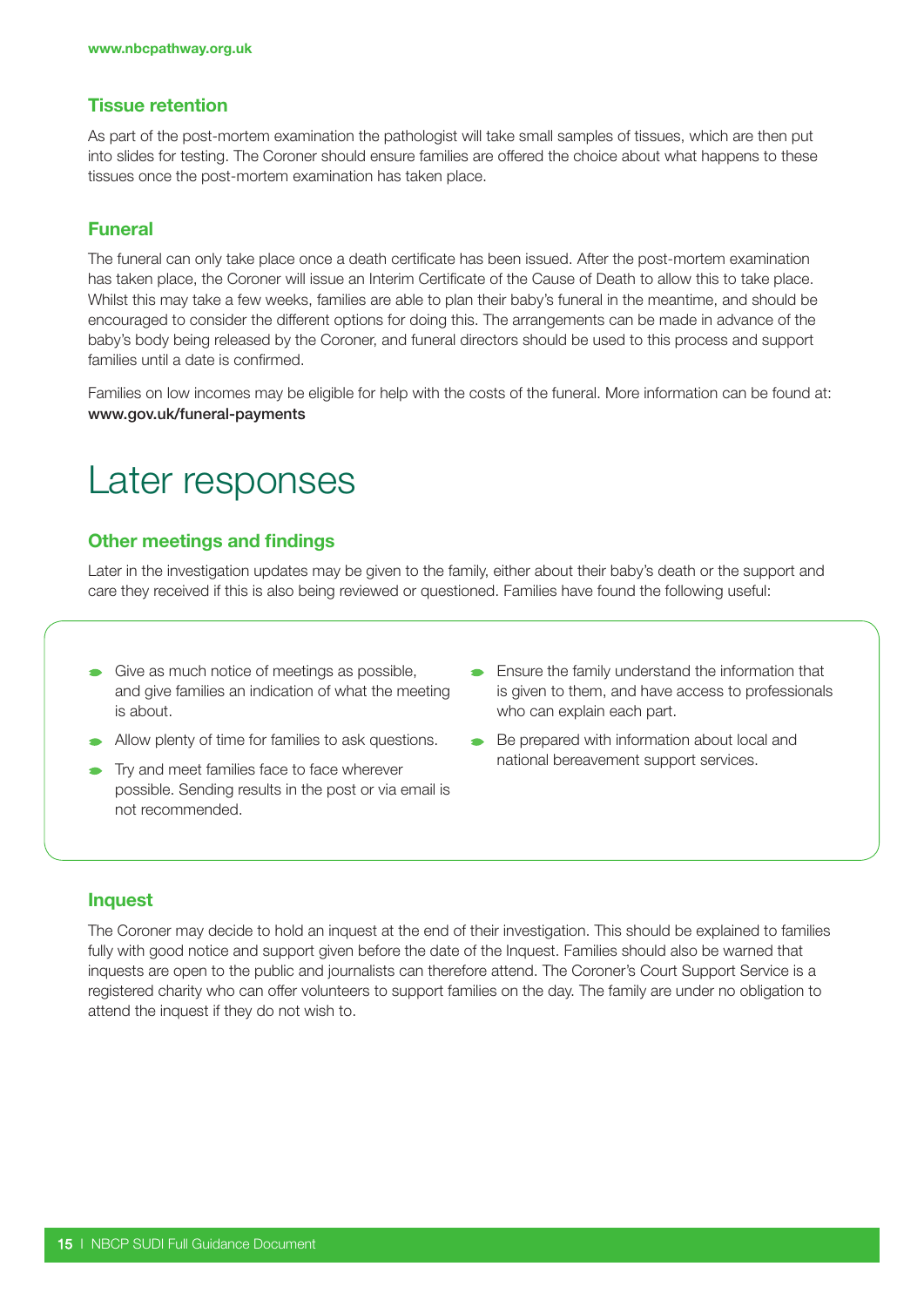### Tissue retention

As part of the post-mortem examination the pathologist will take small samples of tissues, which are then put into slides for testing. The Coroner should ensure families are offered the choice about what happens to these tissues once the post-mortem examination has taken place.

### Funeral

The funeral can only take place once a death certificate has been issued. After the post-mortem examination has taken place, the Coroner will issue an Interim Certificate of the Cause of Death to allow this to take place. Whilst this may take a few weeks, families are able to plan their baby's funeral in the meantime, and should be encouraged to consider the different options for doing this. The arrangements can be made in advance of the baby's body being released by the Coroner, and funeral directors should be used to this process and support families until a date is confirmed.

Families on low incomes may be eligible for help with the costs of the funeral. More information can be found at: **www.gov.uk/funeral-payments**

# Later responses

### Other meetings and findings

Later in the investigation updates may be given to the family, either about their baby's death or the support and care they received if this is also being reviewed or questioned. Families have found the following useful:

- Give as much notice of meetings as possible, and give families an indication of what the meeting is about.
- Allow plenty of time for families to ask questions.
- Try and meet families face to face wherever possible. Sending results in the post or via email is not recommended.
- Ensure the family understand the information that is given to them, and have access to professionals who can explain each part.
- Be prepared with information about local and national bereavement support services.

### Inquest

The Coroner may decide to hold an inquest at the end of their investigation. This should be explained to families fully with good notice and support given before the date of the Inquest. Families should also be warned that inquests are open to the public and journalists can therefore attend. The Coroner's Court Support Service is a registered charity who can offer volunteers to support families on the day. The family are under no obligation to attend the inquest if they do not wish to.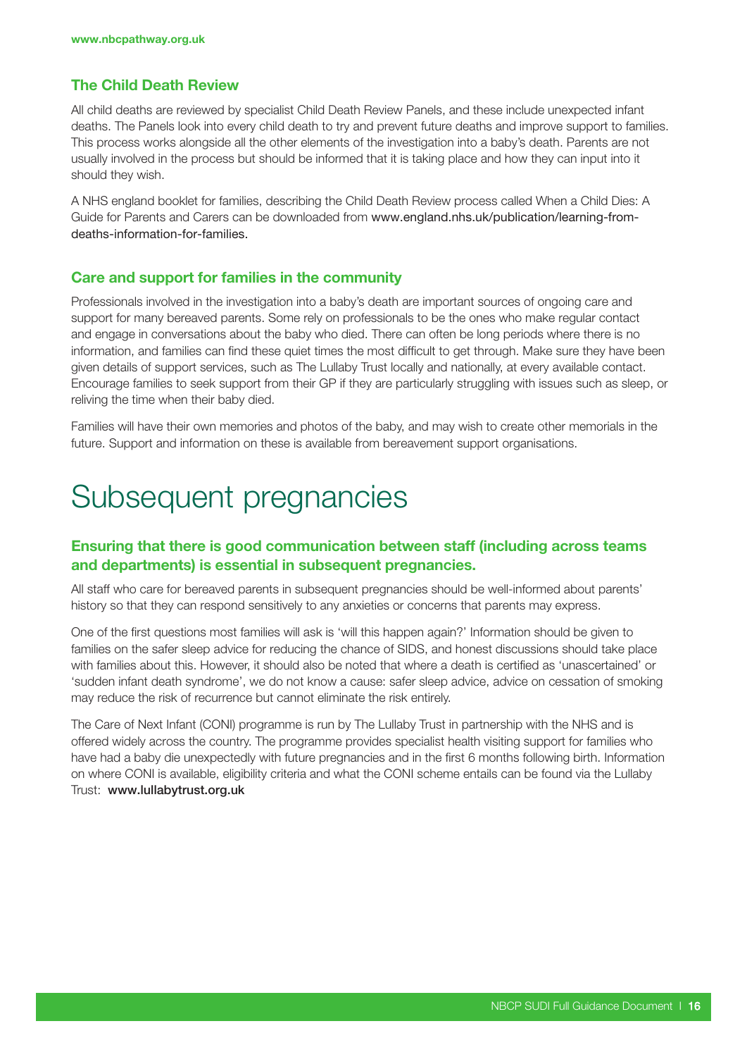## The Child Death Review

All child deaths are reviewed by specialist Child Death Review Panels, and these include unexpected infant deaths. The Panels look into every child death to try and prevent future deaths and improve support to families. This process works alongside all the other elements of the investigation into a baby's death. Parents are not usually involved in the process but should be informed that it is taking place and how they can input into it should they wish.

A NHS england booklet for families, describing the Child Death Review process called When a Child Dies: A Guide for Parents and Carers can be downloaded from www.england.nhs.uk/publication/learning-from-deaths-information-for-families.

## Care and support for families in the community

Professionals involved in the investigation into a baby's death are important sources of ongoing care and support for many bereaved parents. Some rely on professionals to be the ones who make regular contact and engage in conversations about the baby who died. There can often be long periods where there is no information, and families can find these quiet times the most difficult to get through. Make sure they have been given details of support services, such as The Lullaby Trust locally and nationally, at every available contact. Encourage families to seek support from their GP if they are particularly struggling with issues such as sleep, or reliving the time when their baby died.

Families will have their own memories and photos of the baby, and may wish to create other memorials in the future. Support and information on these is available from bereavement support organisations.

# Subsequent pregnancies

## Ensuring that there is good communication between staff (including across teams and departments) is essential in subsequent pregnancies.

All staff who care for bereaved parents in subsequent pregnancies should be well-informed about parents' history so that they can respond sensitively to any anxieties or concerns that parents may express.

One of the first questions most families will ask is 'will this happen again?' Information should be given to families on the safer sleep advice for reducing the chance of SIDS, and honest discussions should take place with families about this. However, it should also be noted that where a death is certified as 'unascertained' or 'sudden infant death syndrome', we do not know a cause: safer sleep advice, advice on cessation of smoking may reduce the risk of recurrence but cannot eliminate the risk entirely.

The Care of Next Infant (CONI) programme is run by The Lullaby Trust in partnership with the NHS and is offered widely across the country. The programme provides specialist health visiting support for families who have had a baby die unexpectedly with future pregnancies and in the first 6 months following birth. Information on where CONI is available, eligibility criteria and what the CONI scheme entails can be found via the Lullaby Trust: **www.lullabytrust.org.uk**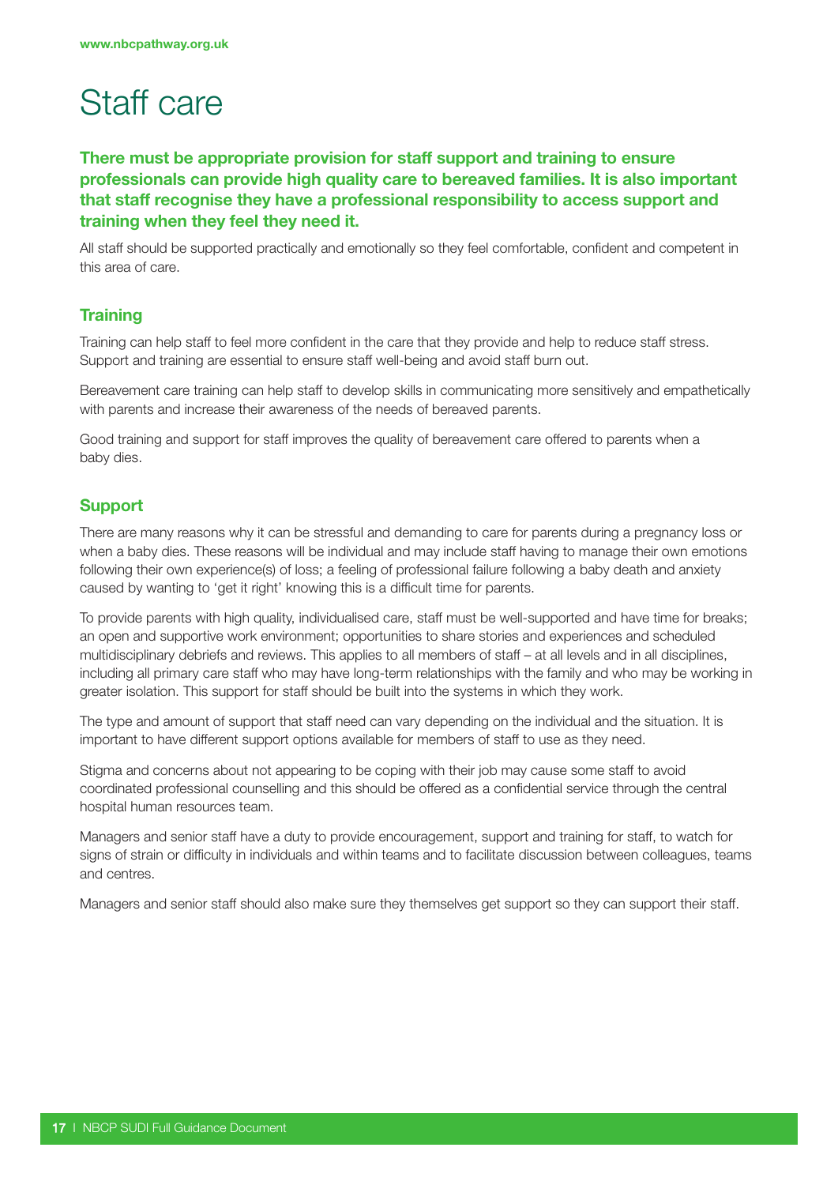# Staff care

**There must be appropriate provision for staff support and training to ensure professionals can provide high quality care to bereaved families. It is also important that staff recognise they have a professional responsibility to access support and training when they feel they need it.**

All staff should be supported practically and emotionally so they feel comfortable, confident and competent in this area of care.

## Training

Training can help staff to feel more confident in the care that they provide and help to reduce staff stress. Support and training are essential to ensure staff well-being and avoid staff burn out.

Bereavement care training can help staff to develop skills in communicating more sensitively and empathetically with parents and increase their awareness of the needs of bereaved parents.

Good training and support for staff improves the quality of bereavement care offered to parents when a baby dies.

## Support

There are many reasons why it can be stressful and demanding to care for parents during a pregnancy loss or when a baby dies. These reasons will be individual and may include staff having to manage their own emotions following their own experience(s) of loss; a feeling of professional failure following a baby death and anxiety caused by wanting to 'get it right' knowing this is a difficult time for parents.

To provide parents with high quality, individualised care, staff must be well-supported and have time for breaks; an open and supportive work environment; opportunities to share stories and experiences and scheduled multidisciplinary debriefs and reviews. This applies to all members of staff – at all levels and in all disciplines, including all primary care staff who may have long-term relationships with the family and who may be working in greater isolation. This support for staff should be built into the systems in which they work.

The type and amount of support that staff need can vary depending on the individual and the situation. It is important to have different support options available for members of staff to use as they need.

Stigma and concerns about not appearing to be coping with their job may cause some staff to avoid coordinated professional counselling and this should be offered as a confidential service through the central hospital human resources team.

Managers and senior staff have a duty to provide encouragement, support and training for staff, to watch for signs of strain or difficulty in individuals and within teams and to facilitate discussion between colleagues, teams and centres.

Managers and senior staff should also make sure they themselves get support so they can support their staff.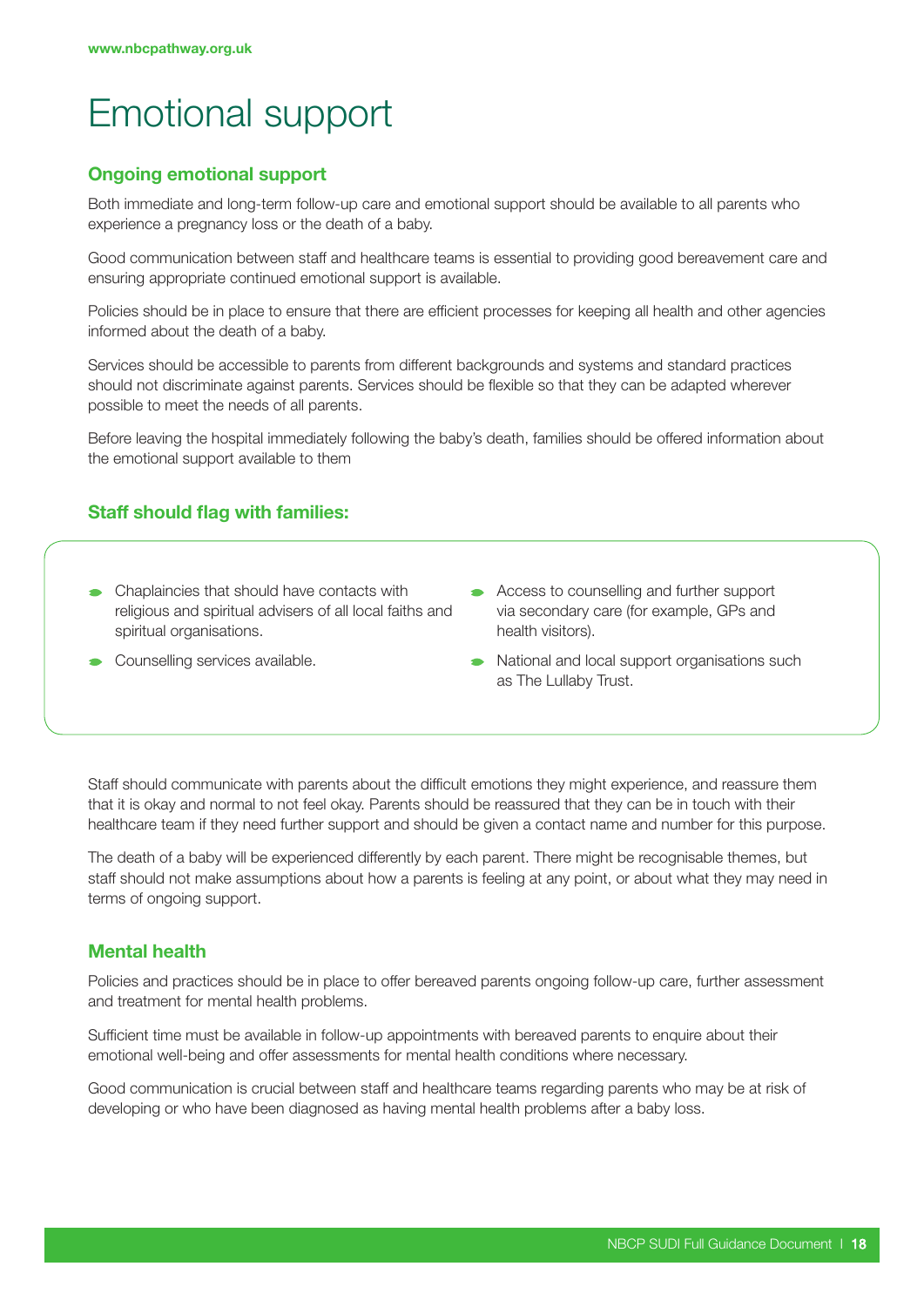# Emotional support

## Ongoing emotional support

Both immediate and long-term follow-up care and emotional support should be available to all parents who experience a pregnancy loss or the death of a baby.

Good communication between staff and healthcare teams is essential to providing good bereavement care and ensuring appropriate continued emotional support is available.

Policies should be in place to ensure that there are efficient processes for keeping all health and other agencies informed about the death of a baby.

Services should be accessible to parents from different backgrounds and systems and standard practices should not discriminate against parents. Services should be flexible so that they can be adapted wherever possible to meet the needs of all parents.

Before leaving the hospital immediately following the baby's death, families should be offered information about the emotional support available to them

## Staff should flag with families:

- Chaplaincies that should have contacts with religious and spiritual advisers of all local faiths and spiritual organisations.
- Counselling services available.
- Access to counselling and further support via secondary care (for example, GPs and health visitors).
- National and local support organisations such as The Lullaby Trust.

Staff should communicate with parents about the difficult emotions they might experience, and reassure them that it is okay and normal to not feel okay. Parents should be reassured that they can be in touch with their healthcare team if they need further support and should be given a contact name and number for this purpose.

The death of a baby will be experienced differently by each parent. There might be recognisable themes, but staff should not make assumptions about how a parents is feeling at any point, or about what they may need in terms of ongoing support.

## Mental health

Policies and practices should be in place to offer bereaved parents ongoing follow-up care, further assessment and treatment for mental health problems.

Sufficient time must be available in follow-up appointments with bereaved parents to enquire about their emotional well-being and offer assessments for mental health conditions where necessary.

Good communication is crucial between staff and healthcare teams regarding parents who may be at risk of developing or who have been diagnosed as having mental health problems after a baby loss.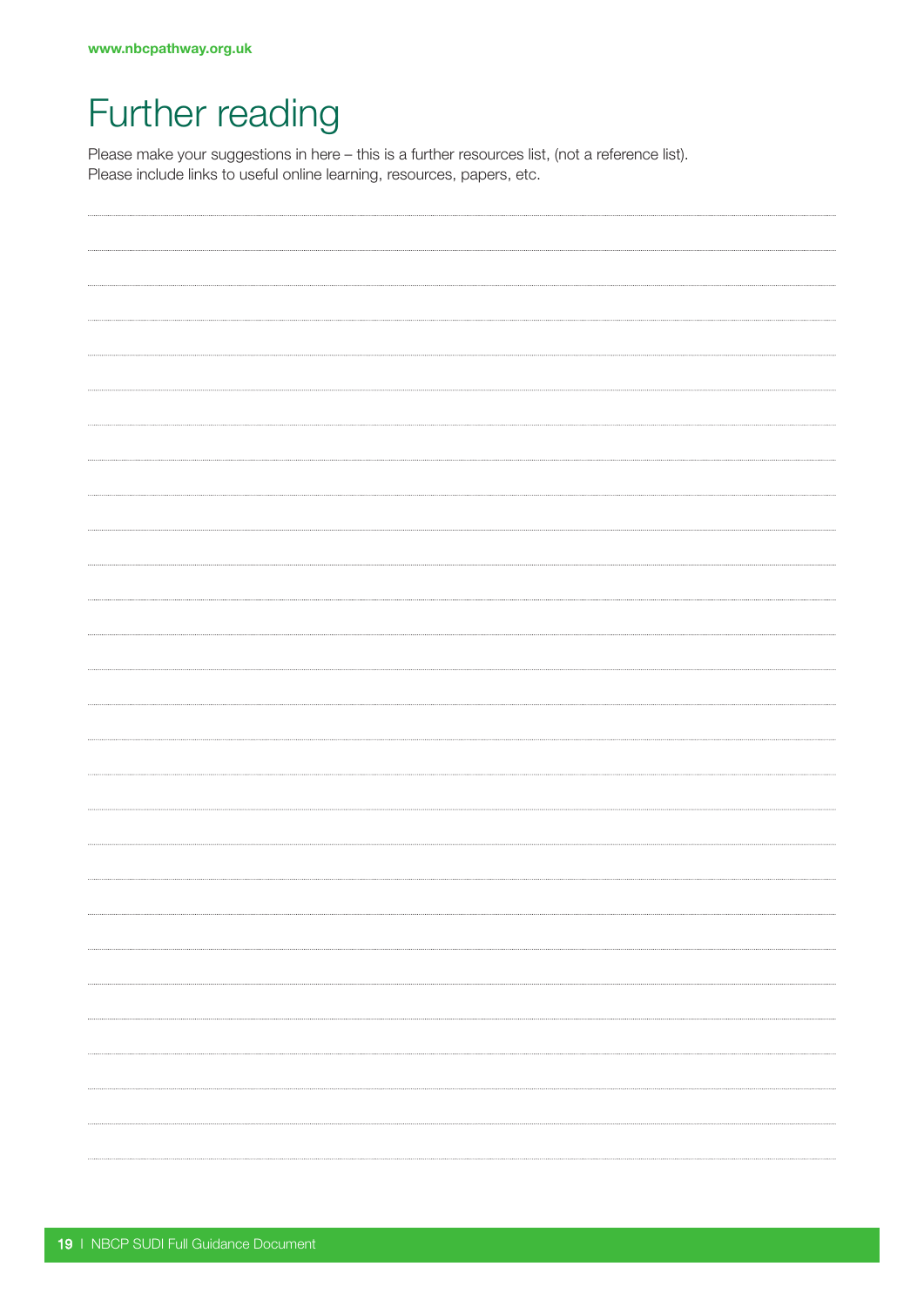# Further reading

Please make your suggestions in here – this is a further resources list, (not a reference list).
Please include links to useful online learning, resources, papers, etc.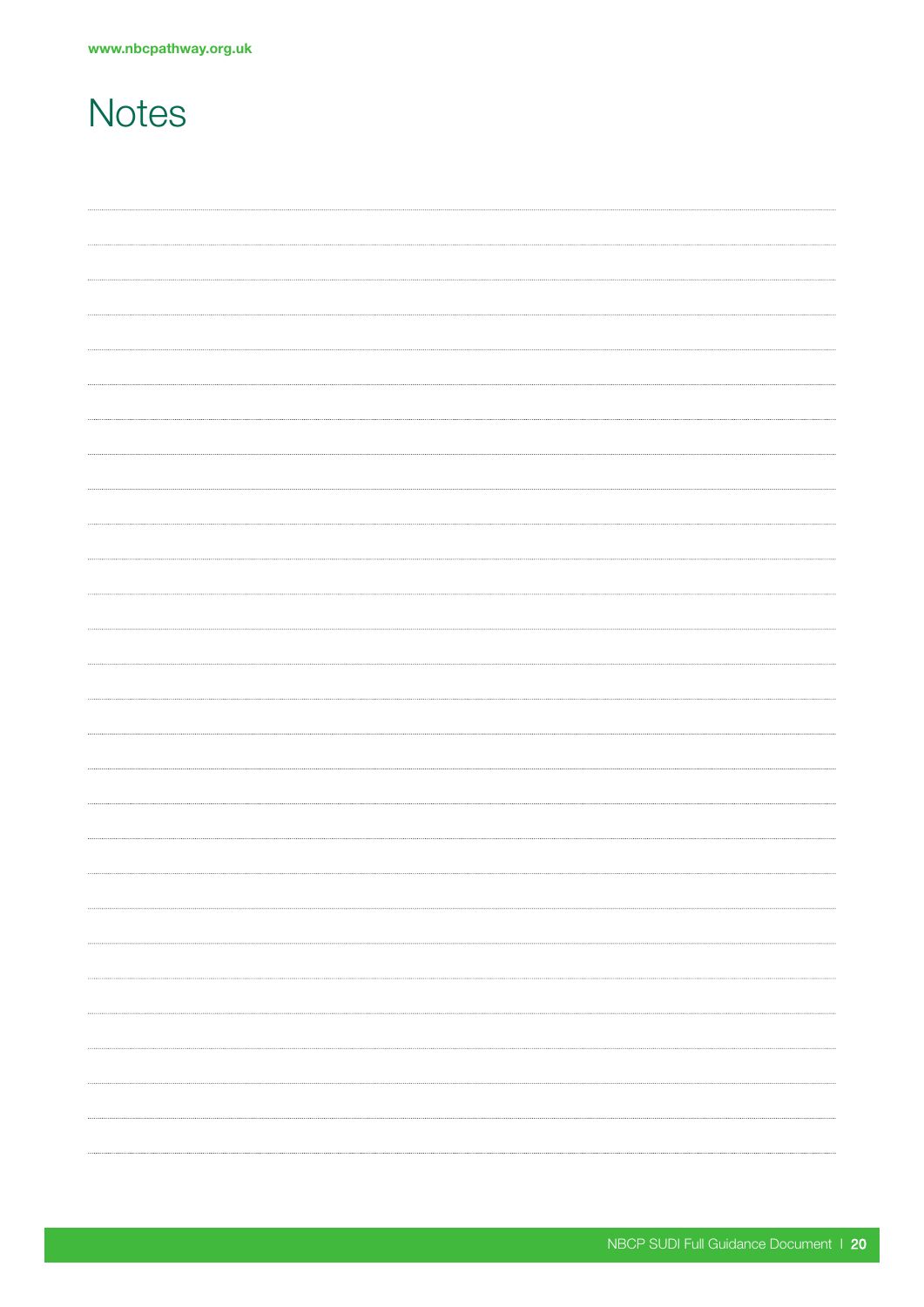# Notes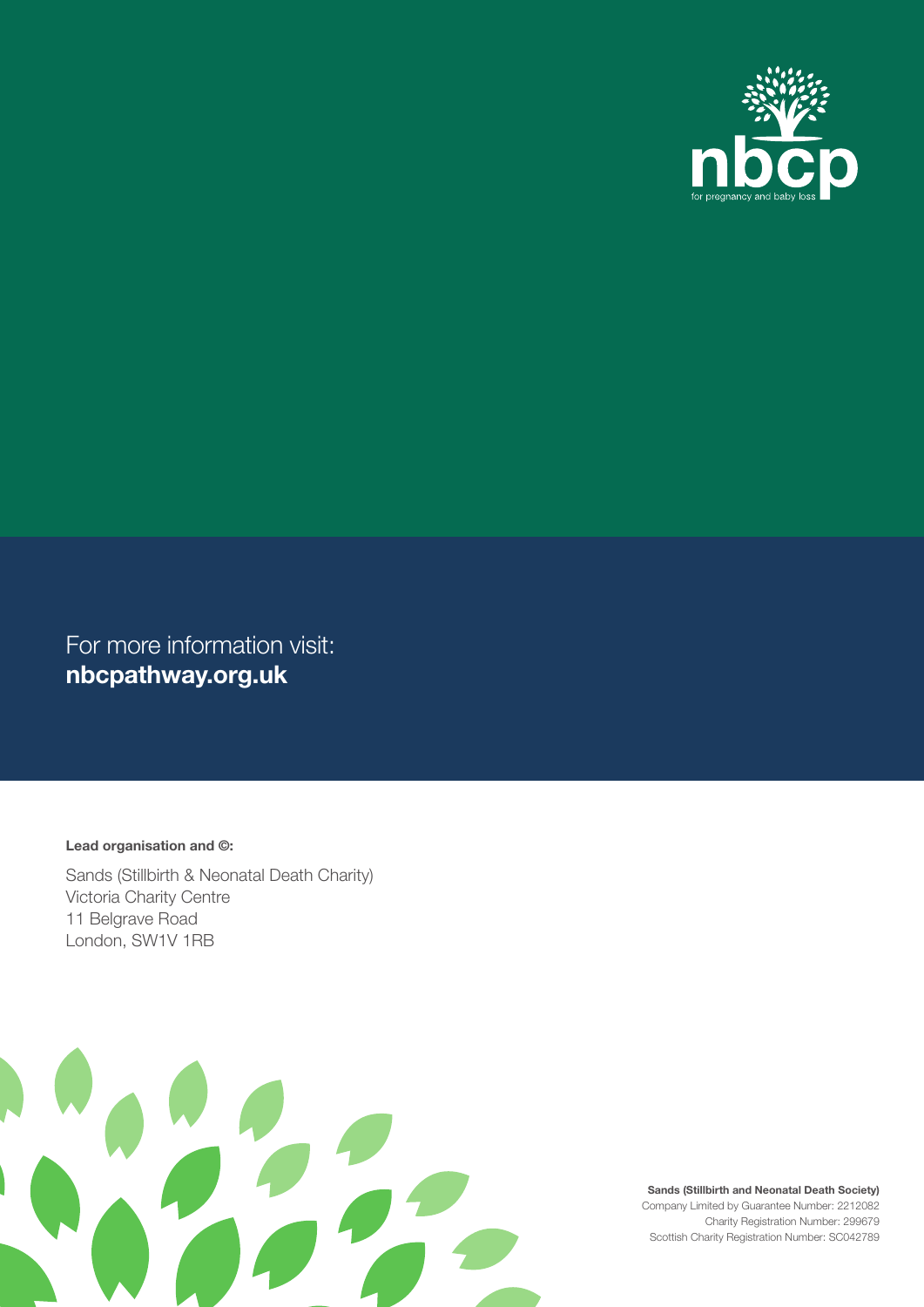nbcp

for pregnancy and baby loss

For more information visit:
**nbcpathway.org.uk**

**Lead organisation and ©:**

Sands (Stillbirth & Neonatal Death Charity)
Victoria Charity Centre
11 Belgrave Road
London, SW1V 1RB

**Sands (Stillbirth and Neonatal Death Society)**
Company Limited by Guarantee Number: 2212082
Charity Registration Number: 299679
Scottish Charity Registration Number: SC042789